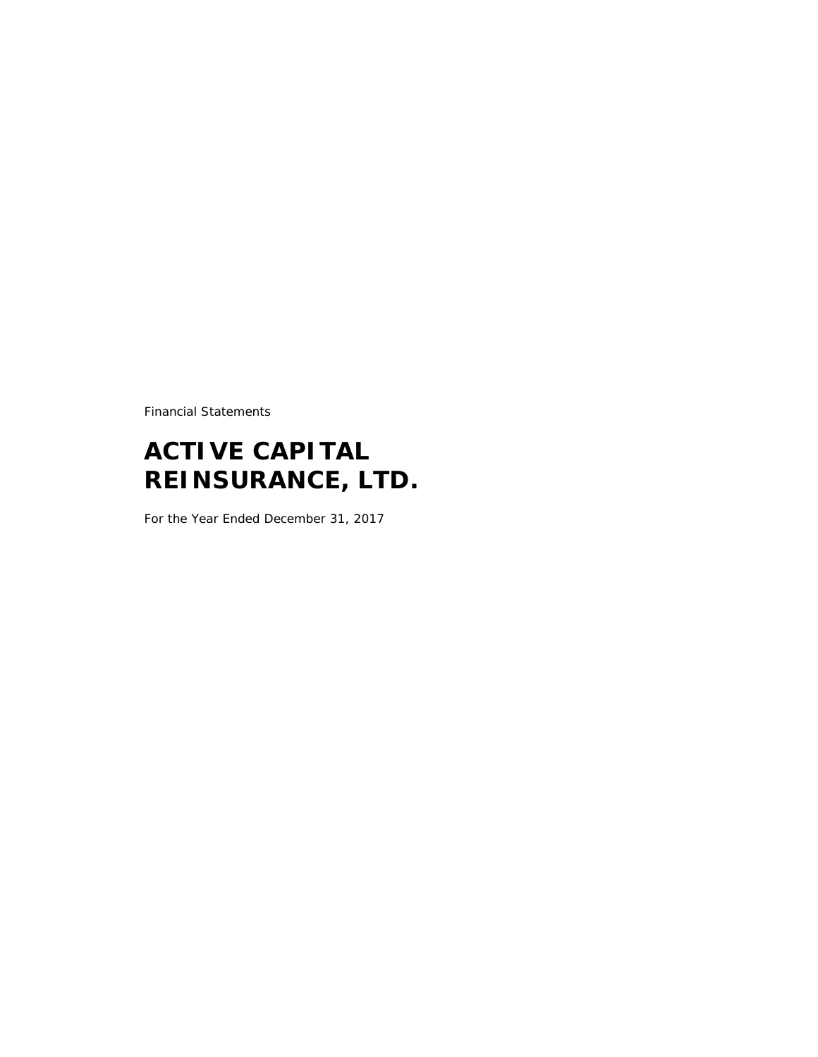Financial Statements

# ACTIVE CAPITAL REINSURANCE, LTD.

For the Year Ended December 31, 2017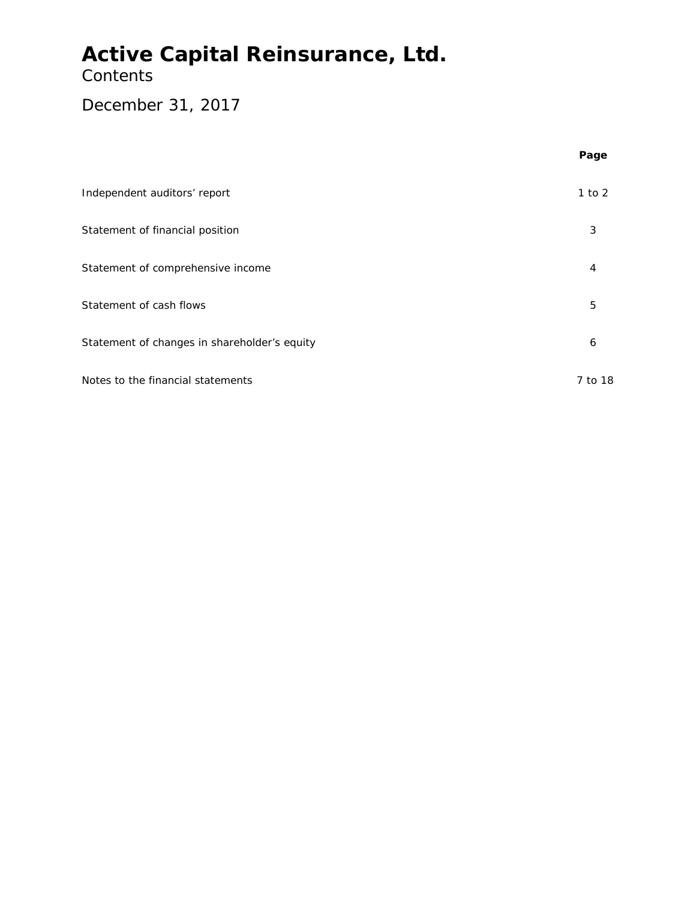# Active Capital Reinsurance, Ltd.

Contents

December 31, 2017

| | Page |
|---|---|
| Independent auditors' report | 1 to 2 |
| Statement of financial position | 3 |
| Statement of comprehensive income | 4 |
| Statement of cash flows | 5 |
| Statement of changes in shareholder's equity | 6 |
| Notes to the financial statements | 7 to 18 |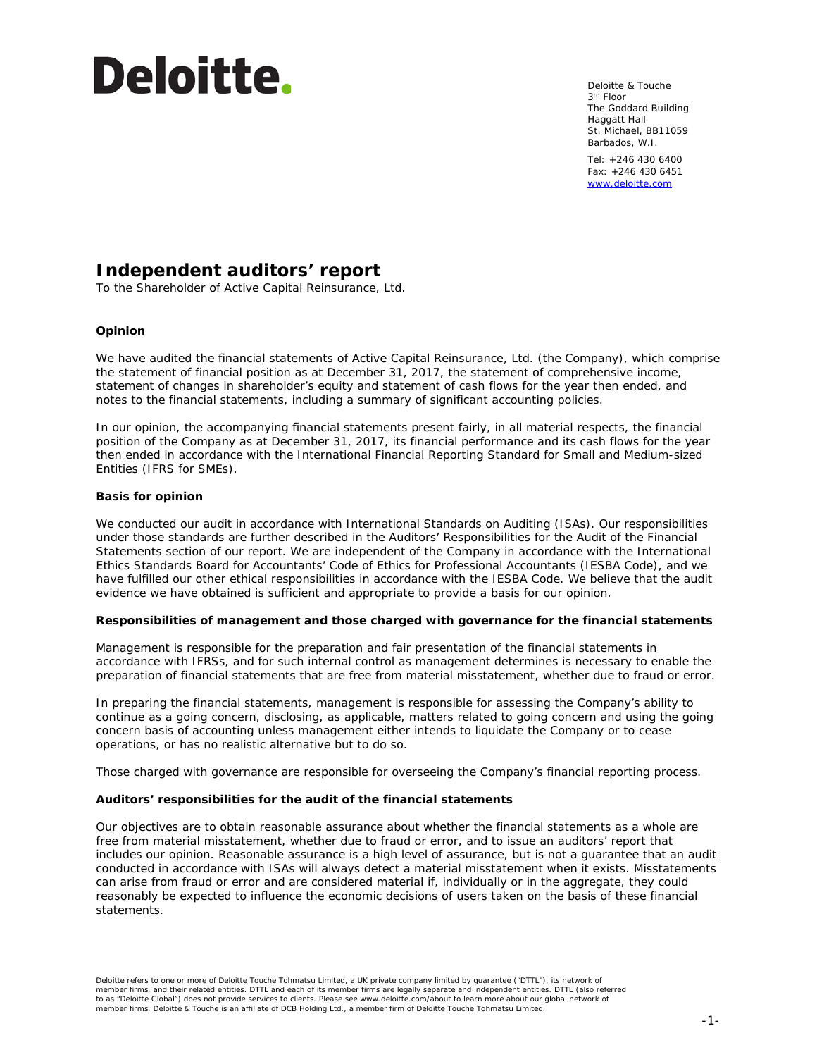Deloitte.

Deloitte & Touche
3rd Floor
The Goddard Building
Haggatt Hall
St. Michael, BB11059
Barbados, W.I.

Tel: +246 430 6400
Fax: +246 430 6451
www.deloitte.com

# Independent auditors' report

To the Shareholder of Active Capital Reinsurance, Ltd.

**Opinion**

We have audited the financial statements of Active Capital Reinsurance, Ltd. (the Company), which comprise the statement of financial position as at December 31, 2017, the statement of comprehensive income, statement of changes in shareholder's equity and statement of cash flows for the year then ended, and notes to the financial statements, including a summary of significant accounting policies.

In our opinion, the accompanying financial statements present fairly, in all material respects, the financial position of the Company as at December 31, 2017, its financial performance and its cash flows for the year then ended in accordance with the International Financial Reporting Standard for Small and Medium-sized Entities (IFRS for SMEs).

**Basis for opinion**

We conducted our audit in accordance with International Standards on Auditing (ISAs). Our responsibilities under those standards are further described in the Auditors' Responsibilities for the Audit of the Financial Statements section of our report. We are independent of the Company in accordance with the International Ethics Standards Board for Accountants' Code of Ethics for Professional Accountants (IESBA Code), and we have fulfilled our other ethical responsibilities in accordance with the IESBA Code. We believe that the audit evidence we have obtained is sufficient and appropriate to provide a basis for our opinion.

**Responsibilities of management and those charged with governance for the financial statements**

Management is responsible for the preparation and fair presentation of the financial statements in accordance with IFRSs, and for such internal control as management determines is necessary to enable the preparation of financial statements that are free from material misstatement, whether due to fraud or error.

In preparing the financial statements, management is responsible for assessing the Company's ability to continue as a going concern, disclosing, as applicable, matters related to going concern and using the going concern basis of accounting unless management either intends to liquidate the Company or to cease operations, or has no realistic alternative but to do so.

Those charged with governance are responsible for overseeing the Company's financial reporting process.

**Auditors' responsibilities for the audit of the financial statements**

Our objectives are to obtain reasonable assurance about whether the financial statements as a whole are free from material misstatement, whether due to fraud or error, and to issue an auditors' report that includes our opinion. Reasonable assurance is a high level of assurance, but is not a guarantee that an audit conducted in accordance with ISAs will always detect a material misstatement when it exists. Misstatements can arise from fraud or error and are considered material if, individually or in the aggregate, they could reasonably be expected to influence the economic decisions of users taken on the basis of these financial statements.

Deloitte refers to one or more of Deloitte Touche Tohmatsu Limited, a UK private company limited by guarantee ("DTTL"), its network of member firms, and their related entities. DTTL and each of its member firms are legally separate and independent entities. DTTL (also referred to as "Deloitte Global") does not provide services to clients. Please see www.deloitte.com/about to learn more about our global network of member firms. Deloitte & Touche is an affiliate of DCB Holding Ltd., a member firm of Deloitte Touche Tohmatsu Limited.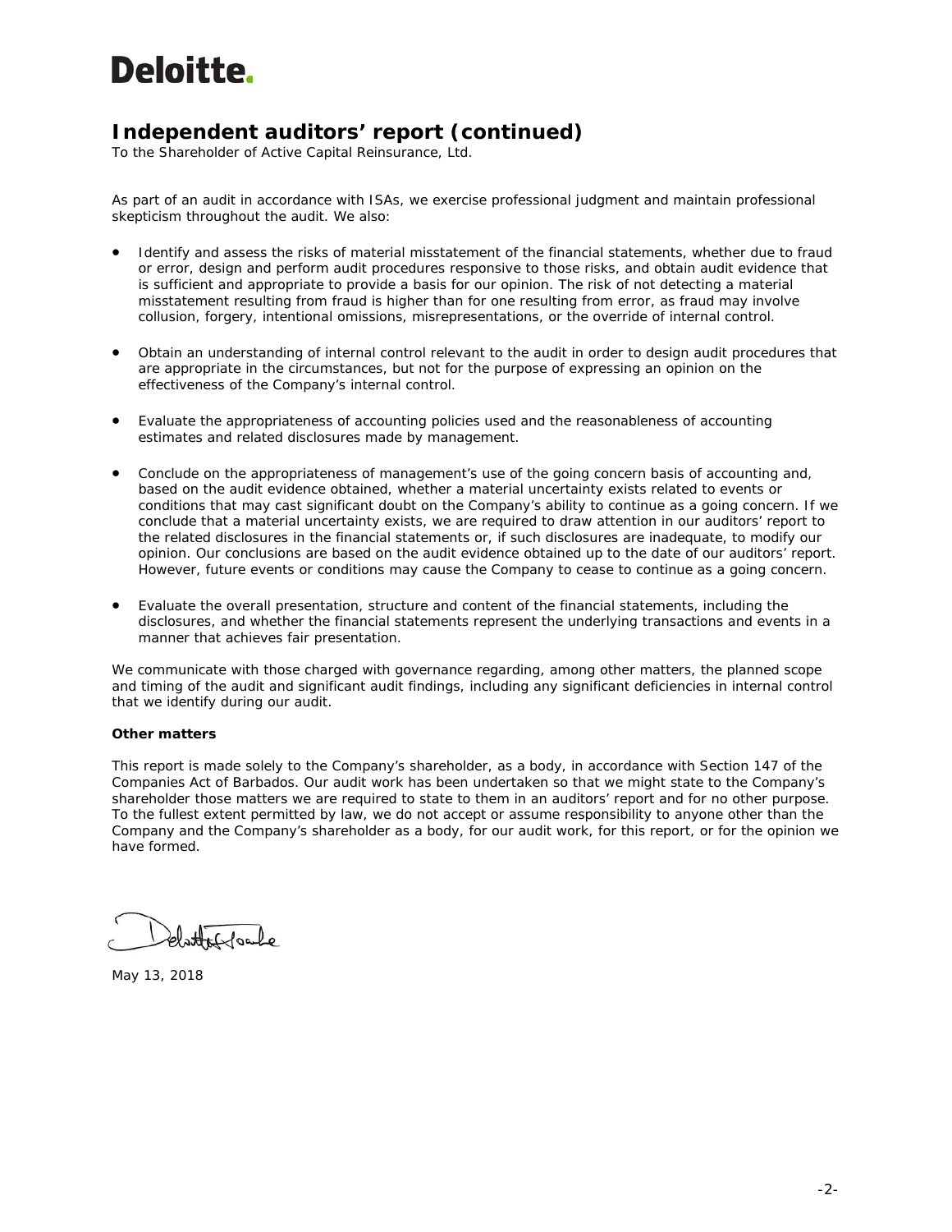# Deloitte.

## Independent auditors' report (continued)

To the Shareholder of Active Capital Reinsurance, Ltd.

As part of an audit in accordance with ISAs, we exercise professional judgment and maintain professional skepticism throughout the audit. We also:

- Identify and assess the risks of material misstatement of the financial statements, whether due to fraud or error, design and perform audit procedures responsive to those risks, and obtain audit evidence that is sufficient and appropriate to provide a basis for our opinion. The risk of not detecting a material misstatement resulting from fraud is higher than for one resulting from error, as fraud may involve collusion, forgery, intentional omissions, misrepresentations, or the override of internal control.

- Obtain an understanding of internal control relevant to the audit in order to design audit procedures that are appropriate in the circumstances, but not for the purpose of expressing an opinion on the effectiveness of the Company's internal control.

- Evaluate the appropriateness of accounting policies used and the reasonableness of accounting estimates and related disclosures made by management.

- Conclude on the appropriateness of management's use of the going concern basis of accounting and, based on the audit evidence obtained, whether a material uncertainty exists related to events or conditions that may cast significant doubt on the Company's ability to continue as a going concern. If we conclude that a material uncertainty exists, we are required to draw attention in our auditors' report to the related disclosures in the financial statements or, if such disclosures are inadequate, to modify our opinion. Our conclusions are based on the audit evidence obtained up to the date of our auditors' report. However, future events or conditions may cause the Company to cease to continue as a going concern.

- Evaluate the overall presentation, structure and content of the financial statements, including the disclosures, and whether the financial statements represent the underlying transactions and events in a manner that achieves fair presentation.

We communicate with those charged with governance regarding, among other matters, the planned scope and timing of the audit and significant audit findings, including any significant deficiencies in internal control that we identify during our audit.

**Other matters**

This report is made solely to the Company's shareholder, as a body, in accordance with Section 147 of the Companies Act of Barbados. Our audit work has been undertaken so that we might state to the Company's shareholder those matters we are required to state to them in an auditors' report and for no other purpose. To the fullest extent permitted by law, we do not accept or assume responsibility to anyone other than the Company and the Company's shareholder as a body, for our audit work, for this report, or for the opinion we have formed.

Deloitte & Touche

May 13, 2018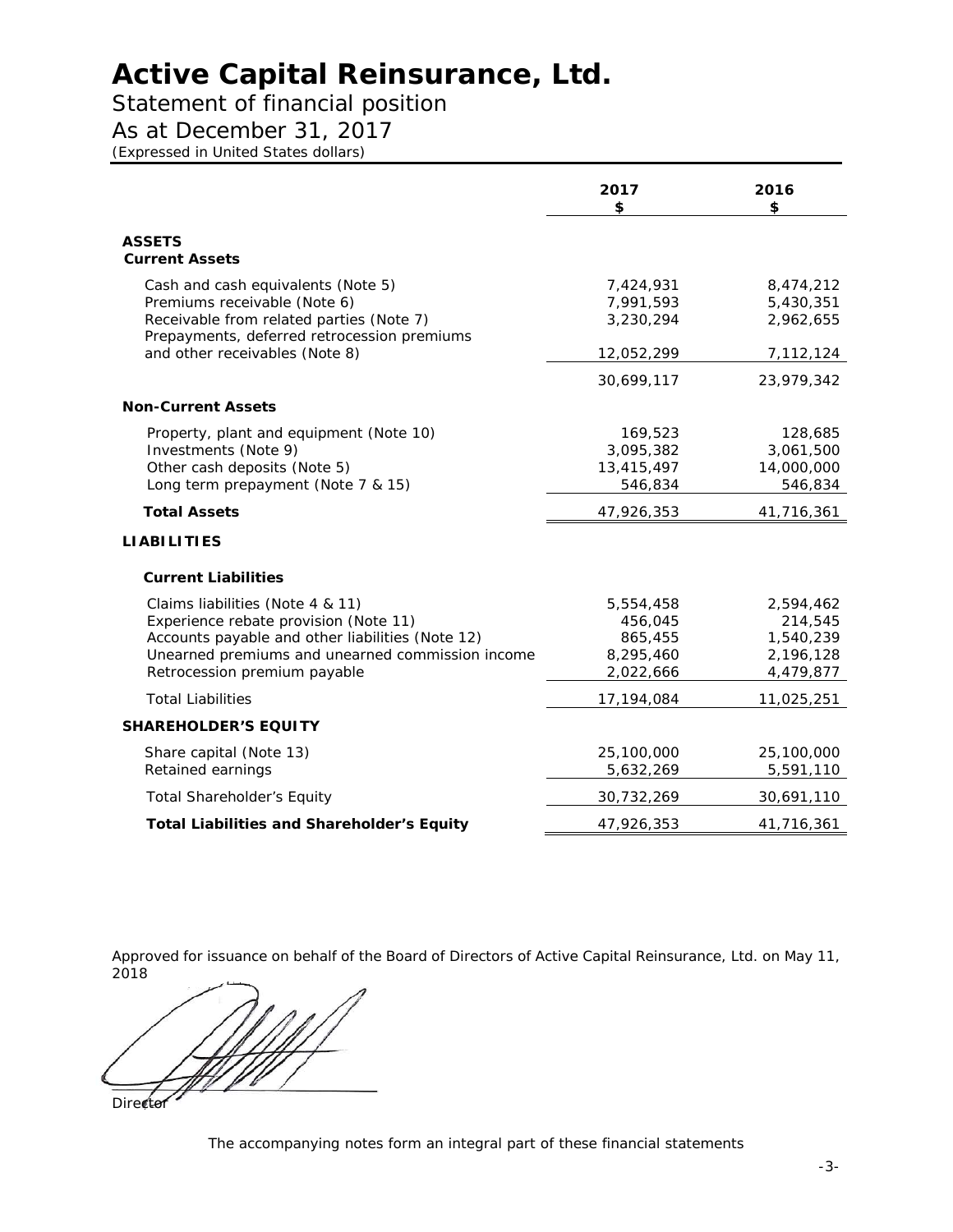# Active Capital Reinsurance, Ltd.

Statement of financial position

As at December 31, 2017

*(Expressed in United States dollars)*

| | 2017<br>$ | 2016<br>$ |
|---|---|---|
| **ASSETS** | | |
| **Current Assets** | | |
| Cash and cash equivalents (Note 5) | 7,424,931 | 8,474,212 |
| Premiums receivable (Note 6) | 7,991,593 | 5,430,351 |
| Receivable from related parties (Note 7) | 3,230,294 | 2,962,655 |
| Prepayments, deferred retrocession premiums and other receivables (Note 8) | 12,052,299 | 7,112,124 |
| | 30,699,117 | 23,979,342 |
| **Non-Current Assets** | | |
| Property, plant and equipment (Note 10) | 169,523 | 128,685 |
| Investments (Note 9) | 3,095,382 | 3,061,500 |
| Other cash deposits (Note 5) | 13,415,497 | 14,000,000 |
| Long term prepayment (Note 7 & 15) | 546,834 | 546,834 |
| **Total Assets** | 47,926,353 | 41,716,361 |
| **LIABILITIES** | | |
| **Current Liabilities** | | |
| Claims liabilities (Note 4 & 11) | 5,554,458 | 2,594,462 |
| Experience rebate provision (Note 11) | 456,045 | 214,545 |
| Accounts payable and other liabilities (Note 12) | 865,455 | 1,540,239 |
| Unearned premiums and unearned commission income | 8,295,460 | 2,196,128 |
| Retrocession premium payable | 2,022,666 | 4,479,877 |
| Total Liabilities | 17,194,084 | 11,025,251 |
| **SHAREHOLDER'S EQUITY** | | |
| Share capital (Note 13) | 25,100,000 | 25,100,000 |
| Retained earnings | 5,632,269 | 5,591,110 |
| Total Shareholder's Equity | 30,732,269 | 30,691,110 |
| **Total Liabilities and Shareholder's Equity** | 47,926,353 | 41,716,361 |

Approved for issuance on behalf of the Board of Directors of Active Capital Reinsurance, Ltd. on May 11, 2018

Director

The accompanying notes form an integral part of these financial statements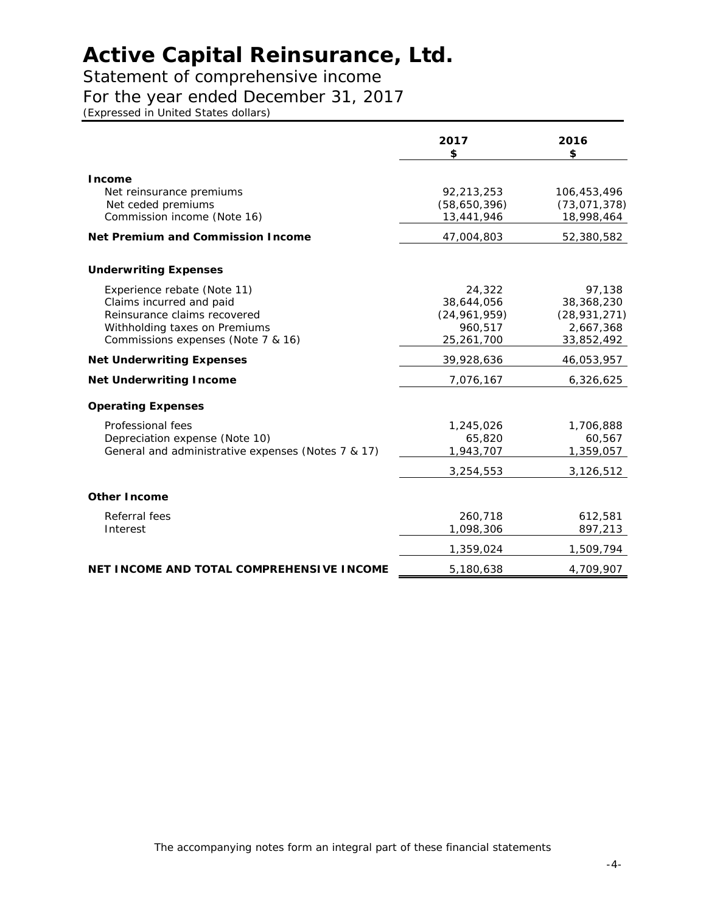# Active Capital Reinsurance, Ltd.

## Statement of comprehensive income

## For the year ended December 31, 2017

*(Expressed in United States dollars)*

| | 2017<br>$ | 2016<br>$ |
|---|---|---|
| **Income** | | |
| Net reinsurance premiums | 92,213,253 | 106,453,496 |
| Net ceded premiums | (58,650,396) | (73,071,378) |
| Commission income (Note 16) | 13,441,946 | 18,998,464 |
| **Net Premium and Commission Income** | 47,004,803 | 52,380,582 |
| **Underwriting Expenses** | | |
| Experience rebate (Note 11) | 24,322 | 97,138 |
| Claims incurred and paid | 38,644,056 | 38,368,230 |
| Reinsurance claims recovered | (24,961,959) | (28,931,271) |
| Withholding taxes on Premiums | 960,517 | 2,667,368 |
| Commissions expenses (Note 7 & 16) | 25,261,700 | 33,852,492 |
| **Net Underwriting Expenses** | 39,928,636 | 46,053,957 |
| **Net Underwriting Income** | 7,076,167 | 6,326,625 |
| **Operating Expenses** | | |
| Professional fees | 1,245,026 | 1,706,888 |
| Depreciation expense (Note 10) | 65,820 | 60,567 |
| General and administrative expenses (Notes 7 & 17) | 1,943,707 | 1,359,057 |
| | 3,254,553 | 3,126,512 |
| **Other Income** | | |
| Referral fees | 260,718 | 612,581 |
| Interest | 1,098,306 | 897,213 |
| | 1,359,024 | 1,509,794 |
| **NET INCOME AND TOTAL COMPREHENSIVE INCOME** | 5,180,638 | 4,709,907 |

The accompanying notes form an integral part of these financial statements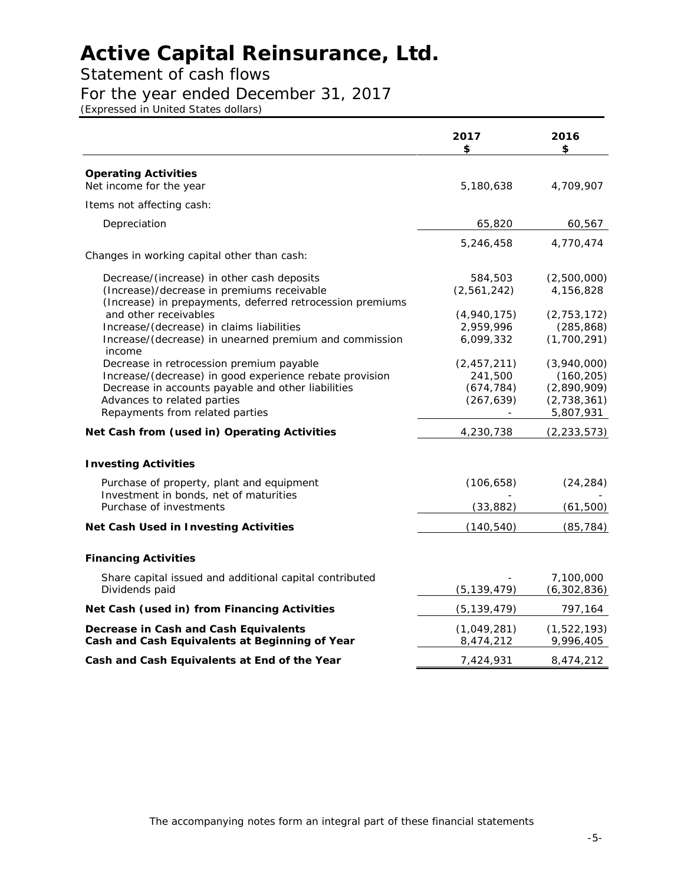# Active Capital Reinsurance, Ltd.

Statement of cash flows

For the year ended December 31, 2017

*(Expressed in United States dollars)*

| | 2017 $ | 2016 $ |
|---|---|---|
| **Operating Activities** | | |
| Net income for the year | 5,180,638 | 4,709,907 |
| Items not affecting cash: | | |
| Depreciation | 65,820 | 60,567 |
| | 5,246,458 | 4,770,474 |
| Changes in working capital other than cash: | | |
| Decrease/(increase) in other cash deposits | 584,503 | (2,500,000) |
| (Increase)/decrease in premiums receivable | (2,561,242) | 4,156,828 |
| (Increase) in prepayments, deferred retrocession premiums and other receivables | (4,940,175) | (2,753,172) |
| Increase/(decrease) in claims liabilities | 2,959,996 | (285,868) |
| Increase/(decrease) in unearned premium and commission income | 6,099,332 | (1,700,291) |
| Decrease in retrocession premium payable | (2,457,211) | (3,940,000) |
| Increase/(decrease) in good experience rebate provision | 241,500 | (160,205) |
| Decrease in accounts payable and other liabilities | (674,784) | (2,890,909) |
| Advances to related parties | (267,639) | (2,738,361) |
| Repayments from related parties | - | 5,807,931 |
| **Net Cash from (used in) Operating Activities** | 4,230,738 | (2,233,573) |
| **Investing Activities** | | |
| Purchase of property, plant and equipment | (106,658) | (24,284) |
| Investment in bonds, net of maturities | - | - |
| Purchase of investments | (33,882) | (61,500) |
| **Net Cash Used in Investing Activities** | (140,540) | (85,784) |
| **Financing Activities** | | |
| Share capital issued and additional capital contributed | - | 7,100,000 |
| Dividends paid | (5,139,479) | (6,302,836) |
| **Net Cash (used in) from Financing Activities** | (5,139,479) | 797,164 |
| **Decrease in Cash and Cash Equivalents** | (1,049,281) | (1,522,193) |
| **Cash and Cash Equivalents at Beginning of Year** | 8,474,212 | 9,996,405 |
| **Cash and Cash Equivalents at End of the Year** | 7,424,931 | 8,474,212 |

The accompanying notes form an integral part of these financial statements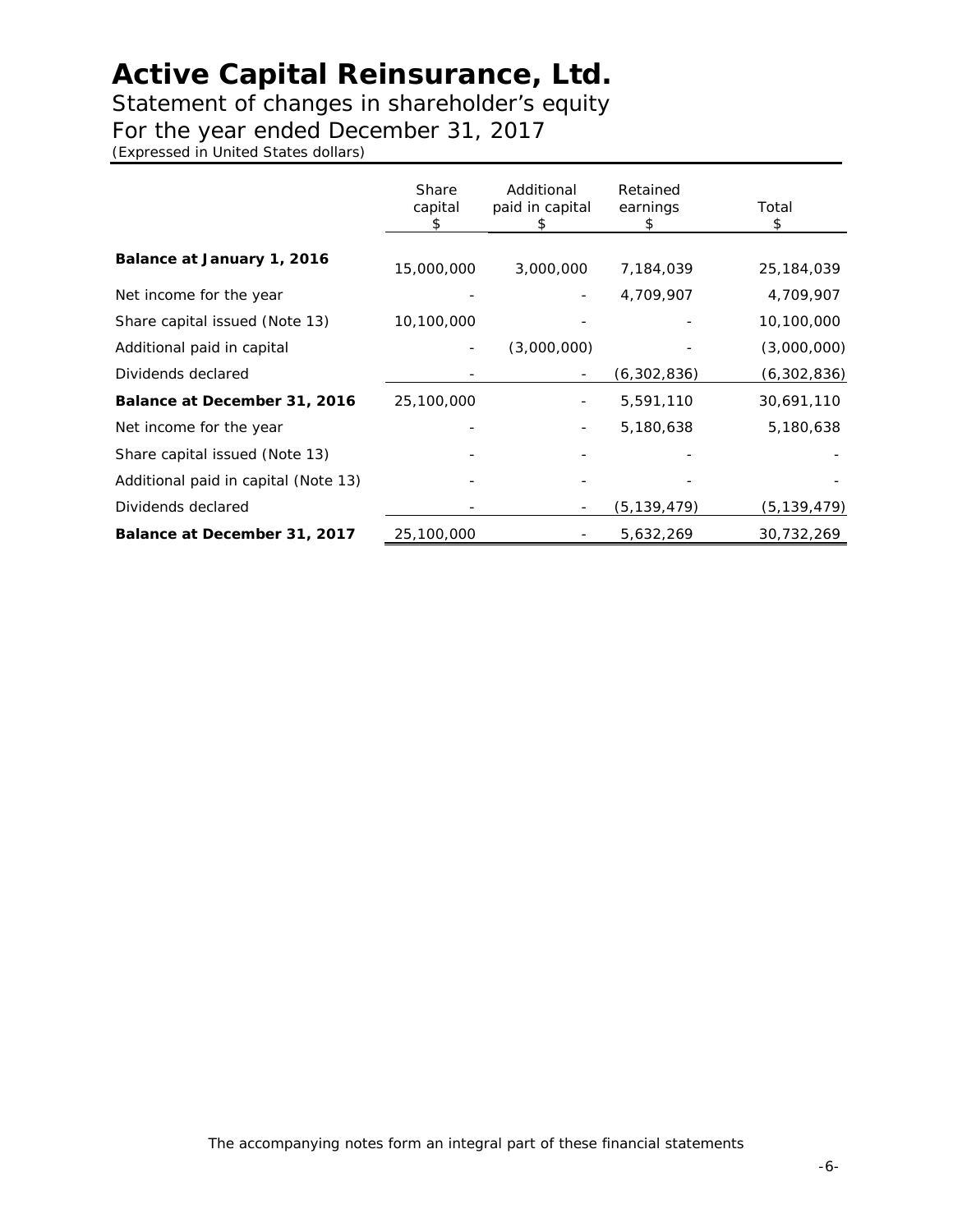# Active Capital Reinsurance, Ltd.

Statement of changes in shareholder's equity

For the year ended December 31, 2017

*(Expressed in United States dollars)*

| | Share capital $ | Additional paid in capital $ | Retained earnings $ | Total $ |
|---|---|---|---|---|
| **Balance at January 1, 2016** | 15,000,000 | 3,000,000 | 7,184,039 | 25,184,039 |
| Net income for the year | - | - | 4,709,907 | 4,709,907 |
| Share capital issued (Note 13) | 10,100,000 | - | - | 10,100,000 |
| Additional paid in capital | - | (3,000,000) | - | (3,000,000) |
| Dividends declared | - | - | (6,302,836) | (6,302,836) |
| **Balance at December 31, 2016** | 25,100,000 | - | 5,591,110 | 30,691,110 |
| Net income for the year | - | - | 5,180,638 | 5,180,638 |
| Share capital issued (Note 13) | - | - | - | - |
| Additional paid in capital (Note 13) | - | - | - | - |
| Dividends declared | - | - | (5,139,479) | (5,139,479) |
| **Balance at December 31, 2017** | 25,100,000 | - | 5,632,269 | 30,732,269 |

The accompanying notes form an integral part of these financial statements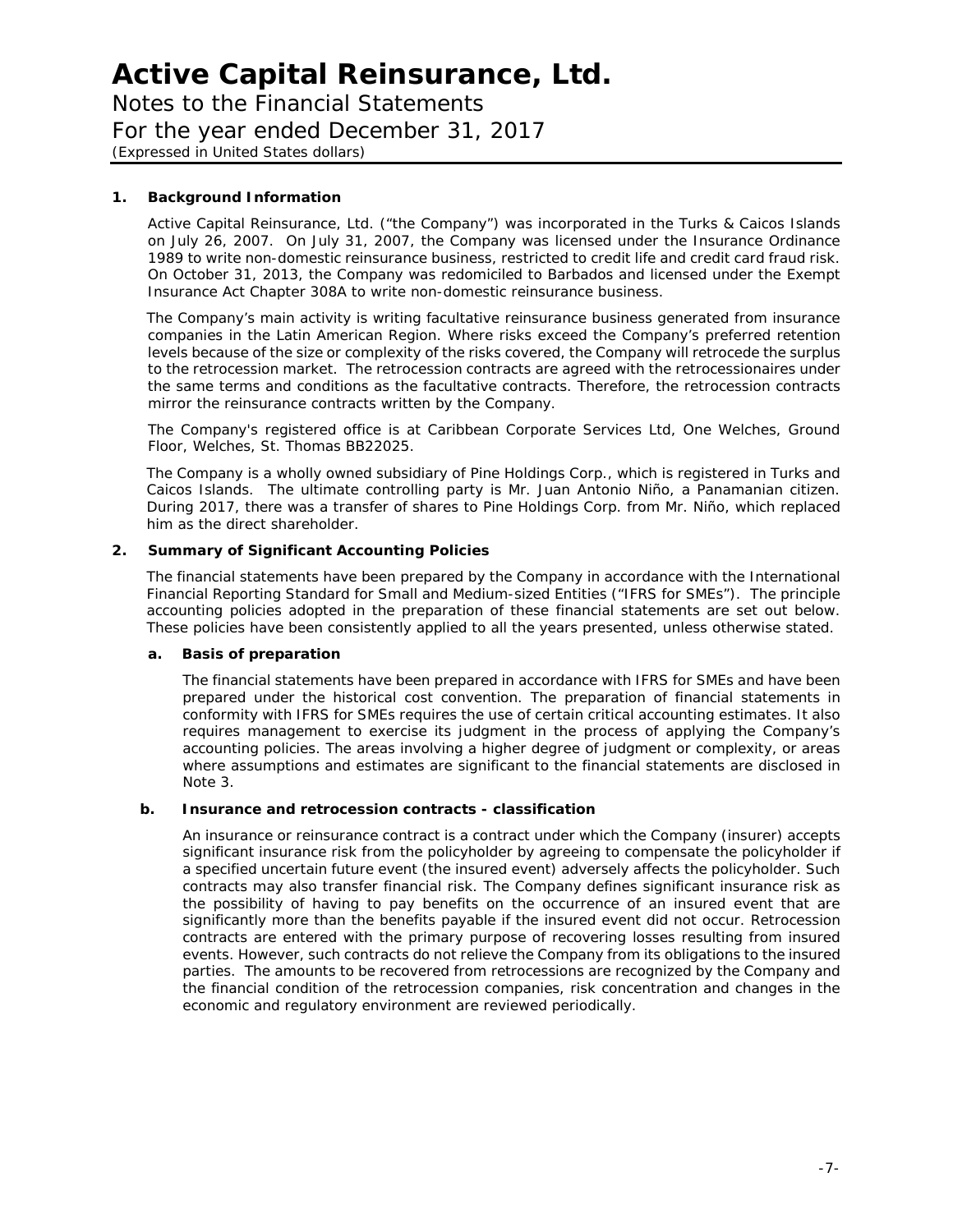# Active Capital Reinsurance, Ltd.

Notes to the Financial Statements

For the year ended December 31, 2017

*(Expressed in United States dollars)*

## 1. Background Information

Active Capital Reinsurance, Ltd. ("the Company") was incorporated in the Turks & Caicos Islands on July 26, 2007. On July 31, 2007, the Company was licensed under the Insurance Ordinance 1989 to write non-domestic reinsurance business, restricted to credit life and credit card fraud risk. On October 31, 2013, the Company was redomiciled to Barbados and licensed under the Exempt Insurance Act Chapter 308A to write non-domestic reinsurance business.

The Company's main activity is writing facultative reinsurance business generated from insurance companies in the Latin American Region. Where risks exceed the Company's preferred retention levels because of the size or complexity of the risks covered, the Company will retrocede the surplus to the retrocession market. The retrocession contracts are agreed with the retrocessionaires under the same terms and conditions as the facultative contracts. Therefore, the retrocession contracts mirror the reinsurance contracts written by the Company.

The Company's registered office is at Caribbean Corporate Services Ltd, One Welches, Ground Floor, Welches, St. Thomas BB22025.

The Company is a wholly owned subsidiary of Pine Holdings Corp., which is registered in Turks and Caicos Islands. The ultimate controlling party is Mr. Juan Antonio Niño, a Panamanian citizen. During 2017, there was a transfer of shares to Pine Holdings Corp. from Mr. Niño, which replaced him as the direct shareholder.

## 2. Summary of Significant Accounting Policies

The financial statements have been prepared by the Company in accordance with the International Financial Reporting Standard for Small and Medium-sized Entities ("IFRS for SMEs"). The principle accounting policies adopted in the preparation of these financial statements are set out below. These policies have been consistently applied to all the years presented, unless otherwise stated.

### a. Basis of preparation

The financial statements have been prepared in accordance with IFRS for SMEs and have been prepared under the historical cost convention. The preparation of financial statements in conformity with IFRS for SMEs requires the use of certain critical accounting estimates. It also requires management to exercise its judgment in the process of applying the Company's accounting policies. The areas involving a higher degree of judgment or complexity, or areas where assumptions and estimates are significant to the financial statements are disclosed in Note 3.

### b. Insurance and retrocession contracts - classification

An insurance or reinsurance contract is a contract under which the Company (insurer) accepts significant insurance risk from the policyholder by agreeing to compensate the policyholder if a specified uncertain future event (the insured event) adversely affects the policyholder. Such contracts may also transfer financial risk. The Company defines significant insurance risk as the possibility of having to pay benefits on the occurrence of an insured event that are significantly more than the benefits payable if the insured event did not occur. Retrocession contracts are entered with the primary purpose of recovering losses resulting from insured events. However, such contracts do not relieve the Company from its obligations to the insured parties. The amounts to be recovered from retrocessions are recognized by the Company and the financial condition of the retrocession companies, risk concentration and changes in the economic and regulatory environment are reviewed periodically.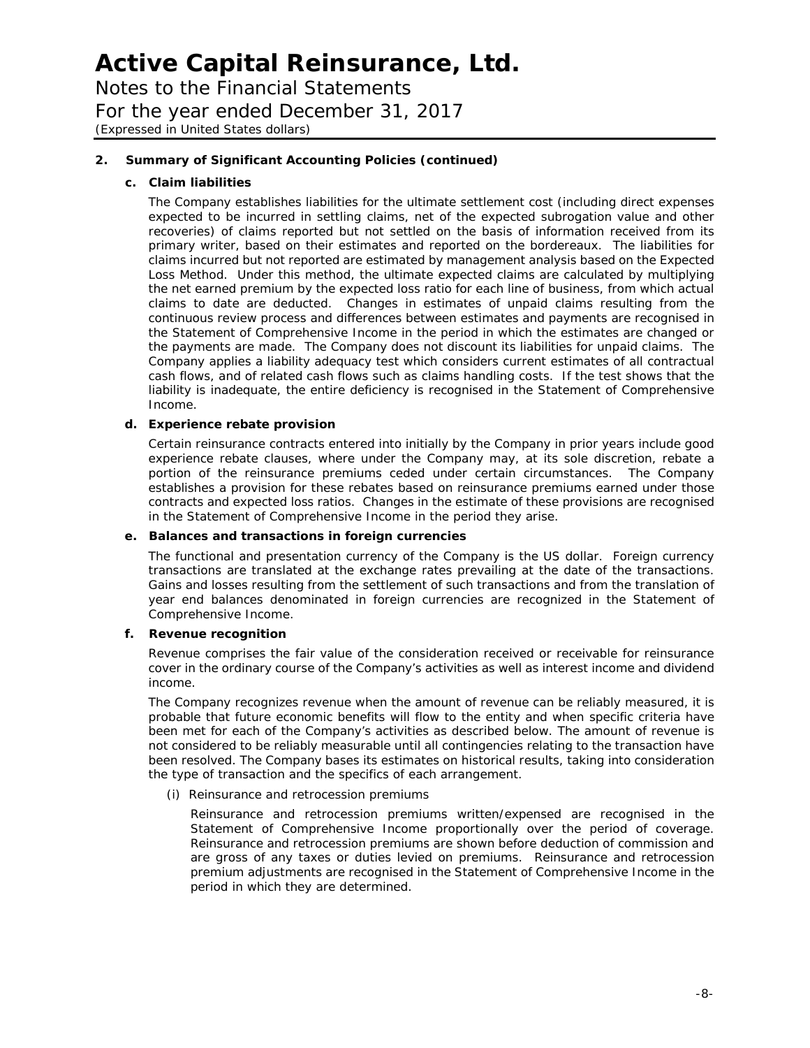# Active Capital Reinsurance, Ltd.

Notes to the Financial Statements

For the year ended December 31, 2017

*(Expressed in United States dollars)*

**2. Summary of Significant Accounting Policies (continued)**

**c. Claim liabilities**

The Company establishes liabilities for the ultimate settlement cost (including direct expenses expected to be incurred in settling claims, net of the expected subrogation value and other recoveries) of claims reported but not settled on the basis of information received from its primary writer, based on their estimates and reported on the bordereaux. The liabilities for claims incurred but not reported are estimated by management analysis based on the Expected Loss Method. Under this method, the ultimate expected claims are calculated by multiplying the net earned premium by the expected loss ratio for each line of business, from which actual claims to date are deducted. Changes in estimates of unpaid claims resulting from the continuous review process and differences between estimates and payments are recognised in the Statement of Comprehensive Income in the period in which the estimates are changed or the payments are made. The Company does not discount its liabilities for unpaid claims. The Company applies a liability adequacy test which considers current estimates of all contractual cash flows, and of related cash flows such as claims handling costs. If the test shows that the liability is inadequate, the entire deficiency is recognised in the Statement of Comprehensive Income.

**d. Experience rebate provision**

Certain reinsurance contracts entered into initially by the Company in prior years include good experience rebate clauses, where under the Company may, at its sole discretion, rebate a portion of the reinsurance premiums ceded under certain circumstances. The Company establishes a provision for these rebates based on reinsurance premiums earned under those contracts and expected loss ratios. Changes in the estimate of these provisions are recognised in the Statement of Comprehensive Income in the period they arise.

**e. Balances and transactions in foreign currencies**

The functional and presentation currency of the Company is the US dollar. Foreign currency transactions are translated at the exchange rates prevailing at the date of the transactions. Gains and losses resulting from the settlement of such transactions and from the translation of year end balances denominated in foreign currencies are recognized in the Statement of Comprehensive Income.

**f. Revenue recognition**

Revenue comprises the fair value of the consideration received or receivable for reinsurance cover in the ordinary course of the Company's activities as well as interest income and dividend income.

The Company recognizes revenue when the amount of revenue can be reliably measured, it is probable that future economic benefits will flow to the entity and when specific criteria have been met for each of the Company's activities as described below. The amount of revenue is not considered to be reliably measurable until all contingencies relating to the transaction have been resolved. The Company bases its estimates on historical results, taking into consideration the type of transaction and the specifics of each arrangement.

(i) Reinsurance and retrocession premiums

Reinsurance and retrocession premiums written/expensed are recognised in the Statement of Comprehensive Income proportionally over the period of coverage. Reinsurance and retrocession premiums are shown before deduction of commission and are gross of any taxes or duties levied on premiums. Reinsurance and retrocession premium adjustments are recognised in the Statement of Comprehensive Income in the period in which they are determined.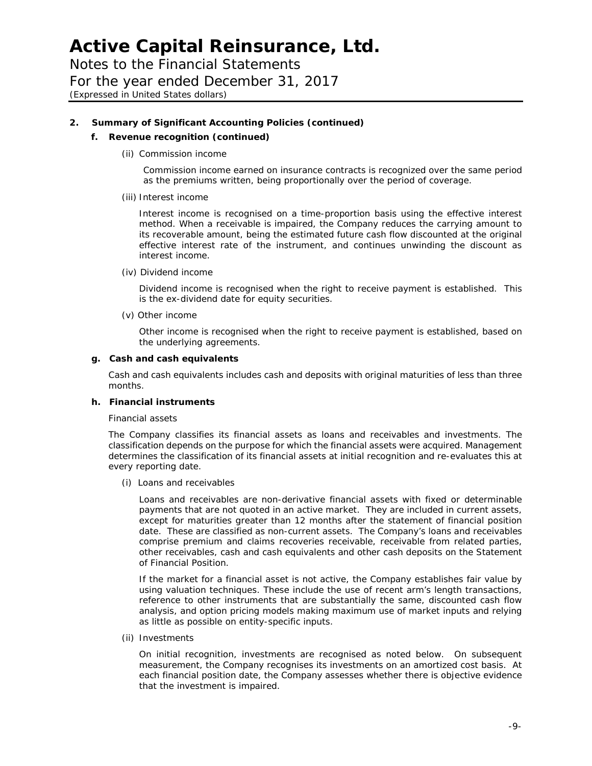## 2. Summary of Significant Accounting Policies (continued)

### f. Revenue recognition (continued)

(ii) Commission income

Commission income earned on insurance contracts is recognized over the same period as the premiums written, being proportionally over the period of coverage.

(iii) Interest income

Interest income is recognised on a time-proportion basis using the effective interest method. When a receivable is impaired, the Company reduces the carrying amount to its recoverable amount, being the estimated future cash flow discounted at the original effective interest rate of the instrument, and continues unwinding the discount as interest income.

(iv) Dividend income

Dividend income is recognised when the right to receive payment is established. This is the ex-dividend date for equity securities.

(v) Other income

Other income is recognised when the right to receive payment is established, based on the underlying agreements.

### g. Cash and cash equivalents

Cash and cash equivalents includes cash and deposits with original maturities of less than three months.

### h. Financial instruments

Financial assets

The Company classifies its financial assets as loans and receivables and investments. The classification depends on the purpose for which the financial assets were acquired. Management determines the classification of its financial assets at initial recognition and re-evaluates this at every reporting date.

(i) Loans and receivables

Loans and receivables are non-derivative financial assets with fixed or determinable payments that are not quoted in an active market. They are included in current assets, except for maturities greater than 12 months after the statement of financial position date. These are classified as non-current assets. The Company's loans and receivables comprise premium and claims recoveries receivable, receivable from related parties, other receivables, cash and cash equivalents and other cash deposits on the Statement of Financial Position.

If the market for a financial asset is not active, the Company establishes fair value by using valuation techniques. These include the use of recent arm's length transactions, reference to other instruments that are substantially the same, discounted cash flow analysis, and option pricing models making maximum use of market inputs and relying as little as possible on entity-specific inputs.

(ii) Investments

On initial recognition, investments are recognised as noted below. On subsequent measurement, the Company recognises its investments on an amortized cost basis. At each financial position date, the Company assesses whether there is objective evidence that the investment is impaired.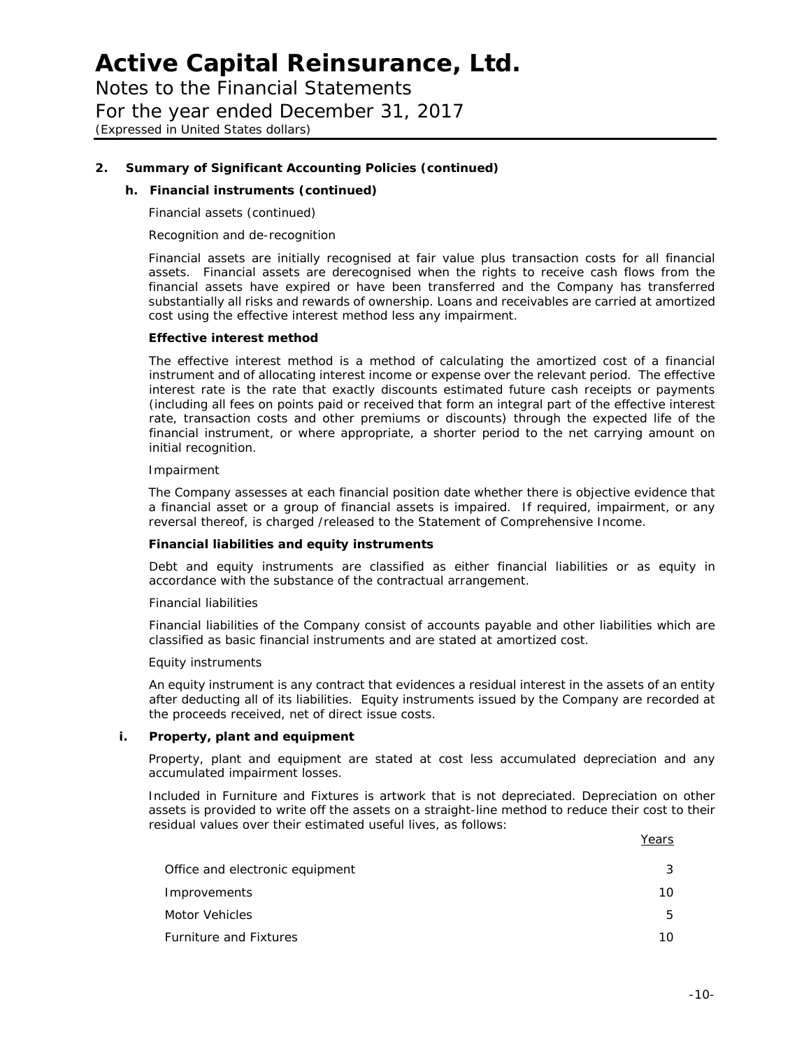# Active Capital Reinsurance, Ltd.

Notes to the Financial Statements

For the year ended December 31, 2017

*(Expressed in United States dollars)*

**2. Summary of Significant Accounting Policies (continued)**

**h. Financial instruments (continued)**

Financial assets (continued)

Recognition and de-recognition

Financial assets are initially recognised at fair value plus transaction costs for all financial assets. Financial assets are derecognised when the rights to receive cash flows from the financial assets have expired or have been transferred and the Company has transferred substantially all risks and rewards of ownership. Loans and receivables are carried at amortized cost using the effective interest method less any impairment.

**Effective interest method**

The effective interest method is a method of calculating the amortized cost of a financial instrument and of allocating interest income or expense over the relevant period. The effective interest rate is the rate that exactly discounts estimated future cash receipts or payments (including all fees on points paid or received that form an integral part of the effective interest rate, transaction costs and other premiums or discounts) through the expected life of the financial instrument, or where appropriate, a shorter period to the net carrying amount on initial recognition.

Impairment

The Company assesses at each financial position date whether there is objective evidence that a financial asset or a group of financial assets is impaired. If required, impairment, or any reversal thereof, is charged /released to the Statement of Comprehensive Income.

**Financial liabilities and equity instruments**

Debt and equity instruments are classified as either financial liabilities or as equity in accordance with the substance of the contractual arrangement.

Financial liabilities

Financial liabilities of the Company consist of accounts payable and other liabilities which are classified as basic financial instruments and are stated at amortized cost.

Equity instruments

An equity instrument is any contract that evidences a residual interest in the assets of an entity after deducting all of its liabilities. Equity instruments issued by the Company are recorded at the proceeds received, net of direct issue costs.

**i. Property, plant and equipment**

Property, plant and equipment are stated at cost less accumulated depreciation and any accumulated impairment losses.

Included in Furniture and Fixtures is artwork that is not depreciated. Depreciation on other assets is provided to write off the assets on a straight-line method to reduce their cost to their residual values over their estimated useful lives, as follows:

| | Years |
|---|---|
| Office and electronic equipment | 3 |
| Improvements | 10 |
| Motor Vehicles | 5 |
| Furniture and Fixtures | 10 |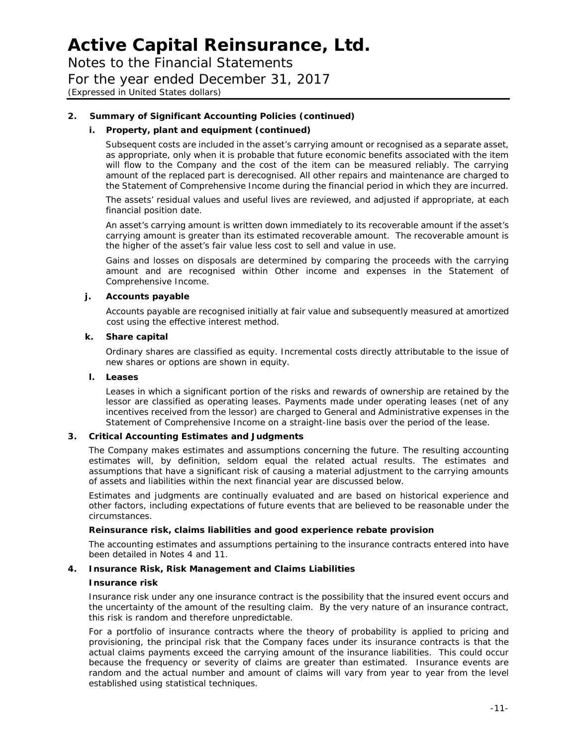## 2. Summary of Significant Accounting Policies (continued)

### i. Property, plant and equipment (continued)

Subsequent costs are included in the asset's carrying amount or recognised as a separate asset, as appropriate, only when it is probable that future economic benefits associated with the item will flow to the Company and the cost of the item can be measured reliably. The carrying amount of the replaced part is derecognised. All other repairs and maintenance are charged to the Statement of Comprehensive Income during the financial period in which they are incurred.

The assets' residual values and useful lives are reviewed, and adjusted if appropriate, at each financial position date.

An asset's carrying amount is written down immediately to its recoverable amount if the asset's carrying amount is greater than its estimated recoverable amount. The recoverable amount is the higher of the asset's fair value less cost to sell and value in use.

Gains and losses on disposals are determined by comparing the proceeds with the carrying amount and are recognised within Other income and expenses in the Statement of Comprehensive Income.

### j. Accounts payable

Accounts payable are recognised initially at fair value and subsequently measured at amortized cost using the effective interest method.

### k. Share capital

Ordinary shares are classified as equity. Incremental costs directly attributable to the issue of new shares or options are shown in equity.

### l. Leases

Leases in which a significant portion of the risks and rewards of ownership are retained by the lessor are classified as operating leases. Payments made under operating leases (net of any incentives received from the lessor) are charged to General and Administrative expenses in the Statement of Comprehensive Income on a straight-line basis over the period of the lease.

## 3. Critical Accounting Estimates and Judgments

The Company makes estimates and assumptions concerning the future. The resulting accounting estimates will, by definition, seldom equal the related actual results. The estimates and assumptions that have a significant risk of causing a material adjustment to the carrying amounts of assets and liabilities within the next financial year are discussed below.

Estimates and judgments are continually evaluated and are based on historical experience and other factors, including expectations of future events that are believed to be reasonable under the circumstances.

**Reinsurance risk, claims liabilities and good experience rebate provision**

The accounting estimates and assumptions pertaining to the insurance contracts entered into have been detailed in Notes 4 and 11.

## 4. Insurance Risk, Risk Management and Claims Liabilities

**Insurance risk**

Insurance risk under any one insurance contract is the possibility that the insured event occurs and the uncertainty of the amount of the resulting claim. By the very nature of an insurance contract, this risk is random and therefore unpredictable.

For a portfolio of insurance contracts where the theory of probability is applied to pricing and provisioning, the principal risk that the Company faces under its insurance contracts is that the actual claims payments exceed the carrying amount of the insurance liabilities. This could occur because the frequency or severity of claims are greater than estimated. Insurance events are random and the actual number and amount of claims will vary from year to year from the level established using statistical techniques.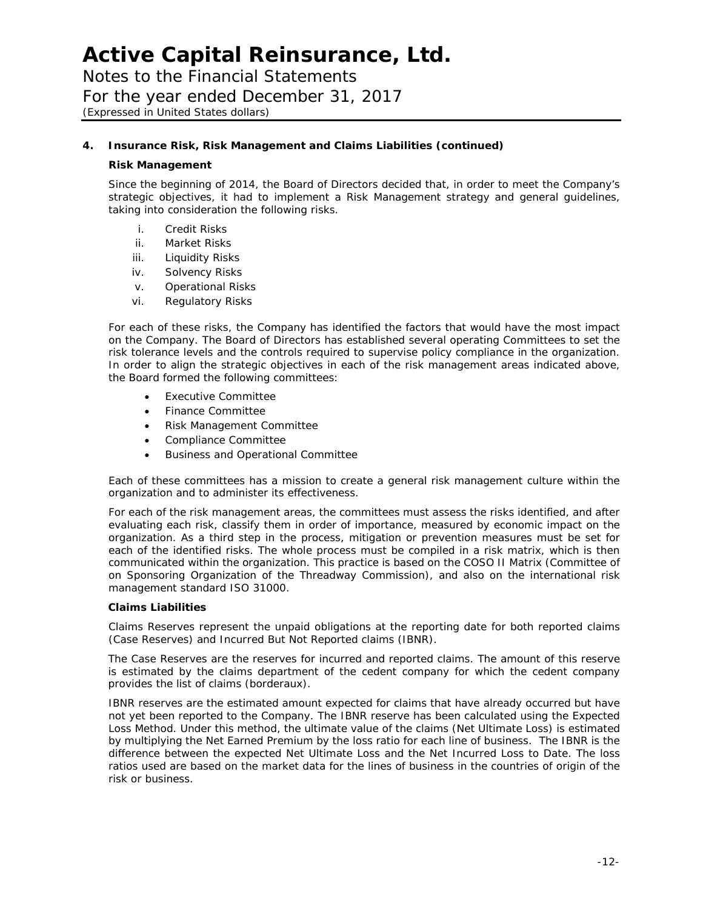## 4. Insurance Risk, Risk Management and Claims Liabilities (continued)

### Risk Management

Since the beginning of 2014, the Board of Directors decided that, in order to meet the Company's strategic objectives, it had to implement a Risk Management strategy and general guidelines, taking into consideration the following risks.

i. Credit Risks
ii. Market Risks
iii. Liquidity Risks
iv. Solvency Risks
v. Operational Risks
vi. Regulatory Risks

For each of these risks, the Company has identified the factors that would have the most impact on the Company. The Board of Directors has established several operating Committees to set the risk tolerance levels and the controls required to supervise policy compliance in the organization. In order to align the strategic objectives in each of the risk management areas indicated above, the Board formed the following committees:

- Executive Committee
- Finance Committee
- Risk Management Committee
- Compliance Committee
- Business and Operational Committee

Each of these committees has a mission to create a general risk management culture within the organization and to administer its effectiveness.

For each of the risk management areas, the committees must assess the risks identified, and after evaluating each risk, classify them in order of importance, measured by economic impact on the organization. As a third step in the process, mitigation or prevention measures must be set for each of the identified risks. The whole process must be compiled in a risk matrix, which is then communicated within the organization. This practice is based on the COSO II Matrix (Committee of on Sponsoring Organization of the Threadway Commission), and also on the international risk management standard ISO 31000.

### Claims Liabilities

Claims Reserves represent the unpaid obligations at the reporting date for both reported claims (Case Reserves) and Incurred But Not Reported claims (IBNR).

The Case Reserves are the reserves for incurred and reported claims. The amount of this reserve is estimated by the claims department of the cedent company for which the cedent company provides the list of claims (borderaux).

IBNR reserves are the estimated amount expected for claims that have already occurred but have not yet been reported to the Company. The IBNR reserve has been calculated using the Expected Loss Method. Under this method, the ultimate value of the claims (Net Ultimate Loss) is estimated by multiplying the Net Earned Premium by the loss ratio for each line of business. The IBNR is the difference between the expected Net Ultimate Loss and the Net Incurred Loss to Date. The loss ratios used are based on the market data for the lines of business in the countries of origin of the risk or business.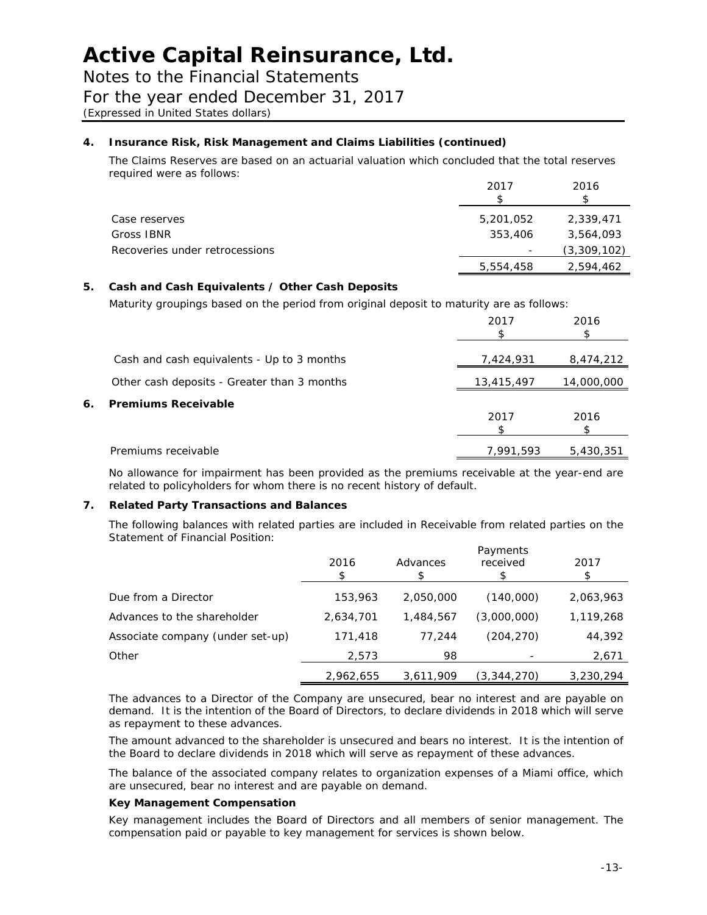# Active Capital Reinsurance, Ltd.

Notes to the Financial Statements

For the year ended December 31, 2017

*(Expressed in United States dollars)*

## 4. Insurance Risk, Risk Management and Claims Liabilities (continued)

The Claims Reserves are based on an actuarial valuation which concluded that the total reserves required were as follows:

| | 2017<br>$ | 2016<br>$ |
|---|---|---|
| Case reserves | 5,201,052 | 2,339,471 |
| Gross IBNR | 353,406 | 3,564,093 |
| Recoveries under retrocessions | - | (3,309,102) |
| | 5,554,458 | 2,594,462 |

## 5. Cash and Cash Equivalents / Other Cash Deposits

Maturity groupings based on the period from original deposit to maturity are as follows:

| | 2017<br>$ | 2016<br>$ |
|---|---|---|
| Cash and cash equivalents - Up to 3 months | 7,424,931 | 8,474,212 |
| Other cash deposits - Greater than 3 months | 13,415,497 | 14,000,000 |

## 6. Premiums Receivable

| | 2017<br>$ | 2016<br>$ |
|---|---|---|
| Premiums receivable | 7,991,593 | 5,430,351 |

No allowance for impairment has been provided as the premiums receivable at the year-end are related to policyholders for whom there is no recent history of default.

## 7. Related Party Transactions and Balances

The following balances with related parties are included in Receivable from related parties on the Statement of Financial Position:

| | 2016<br>$ | Advances<br>$ | Payments received<br>$ | 2017<br>$ |
|---|---|---|---|---|
| Due from a Director | 153,963 | 2,050,000 | (140,000) | 2,063,963 |
| Advances to the shareholder | 2,634,701 | 1,484,567 | (3,000,000) | 1,119,268 |
| Associate company (under set-up) | 171,418 | 77,244 | (204,270) | 44,392 |
| Other | 2,573 | 98 | - | 2,671 |
| | 2,962,655 | 3,611,909 | (3,344,270) | 3,230,294 |

The advances to a Director of the Company are unsecured, bear no interest and are payable on demand. It is the intention of the Board of Directors, to declare dividends in 2018 which will serve as repayment to these advances.

The amount advanced to the shareholder is unsecured and bears no interest. It is the intention of the Board to declare dividends in 2018 which will serve as repayment of these advances.

The balance of the associated company relates to organization expenses of a Miami office, which are unsecured, bear no interest and are payable on demand.

**Key Management Compensation**

Key management includes the Board of Directors and all members of senior management. The compensation paid or payable to key management for services is shown below.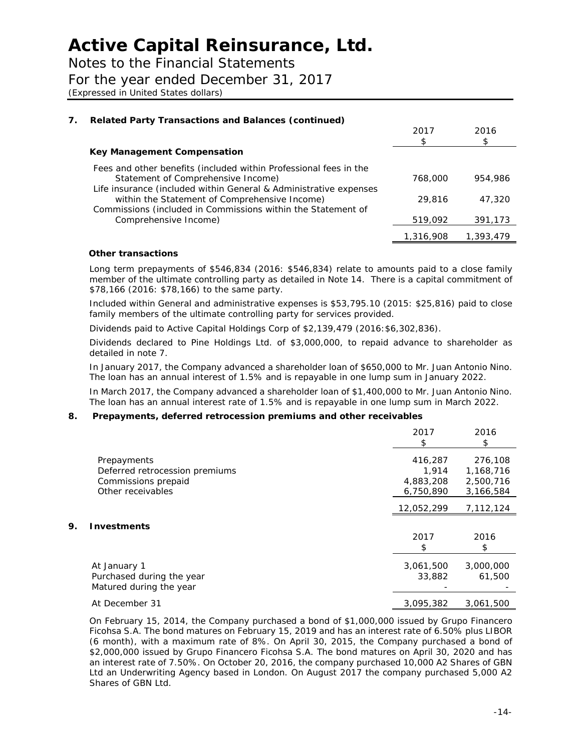# Active Capital Reinsurance, Ltd.

Notes to the Financial Statements

For the year ended December 31, 2017

(Expressed in United States dollars)

## 7. Related Party Transactions and Balances (continued)

| | 2017 $ | 2016 $ |
|---|---|---|
| **Key Management Compensation** | | |
| Fees and other benefits (included within Professional fees in the Statement of Comprehensive Income) | 768,000 | 954,986 |
| Life insurance (included within General & Administrative expenses within the Statement of Comprehensive Income) | 29,816 | 47,320 |
| Commissions (included in Commissions within the Statement of Comprehensive Income) | 519,092 | 391,173 |
| | 1,316,908 | 1,393,479 |

**Other transactions**

Long term prepayments of $546,834 (2016: $546,834) relate to amounts paid to a close family member of the ultimate controlling party as detailed in Note 14. There is a capital commitment of $78,166 (2016: $78,166) to the same party.

Included within General and administrative expenses is $53,795.10 (2015: $25,816) paid to close family members of the ultimate controlling party for services provided.

Dividends paid to Active Capital Holdings Corp of $2,139,479 (2016:$6,302,836).

Dividends declared to Pine Holdings Ltd. of $3,000,000, to repaid advance to shareholder as detailed in note 7.

In January 2017, the Company advanced a shareholder loan of $650,000 to Mr. Juan Antonio Nino. The loan has an annual interest of 1.5% and is repayable in one lump sum in January 2022.

In March 2017, the Company advanced a shareholder loan of $1,400,000 to Mr. Juan Antonio Nino. The loan has an annual interest rate of 1.5% and is repayable in one lump sum in March 2022.

## 8. Prepayments, deferred retrocession premiums and other receivables

| | 2017 $ | 2016 $ |
|---|---|---|
| Prepayments | 416,287 | 276,108 |
| Deferred retrocession premiums | 1,914 | 1,168,716 |
| Commissions prepaid | 4,883,208 | 2,500,716 |
| Other receivables | 6,750,890 | 3,166,584 |
| | 12,052,299 | 7,112,124 |

## 9. Investments

| | 2017 $ | 2016 $ |
|---|---|---|
| At January 1 | 3,061,500 | 3,000,000 |
| Purchased during the year | 33,882 | 61,500 |
| Matured during the year | - | - |
| At December 31 | 3,095,382 | 3,061,500 |

On February 15, 2014, the Company purchased a bond of $1,000,000 issued by Grupo Financero Ficohsa S.A. The bond matures on February 15, 2019 and has an interest rate of 6.50% plus LIBOR (6 month), with a maximum rate of 8%. On April 30, 2015, the Company purchased a bond of $2,000,000 issued by Grupo Financero Ficohsa S.A. The bond matures on April 30, 2020 and has an interest rate of 7.50%. On October 20, 2016, the company purchased 10,000 A2 Shares of GBN Ltd an Underwriting Agency based in London. On August 2017 the company purchased 5,000 A2 Shares of GBN Ltd.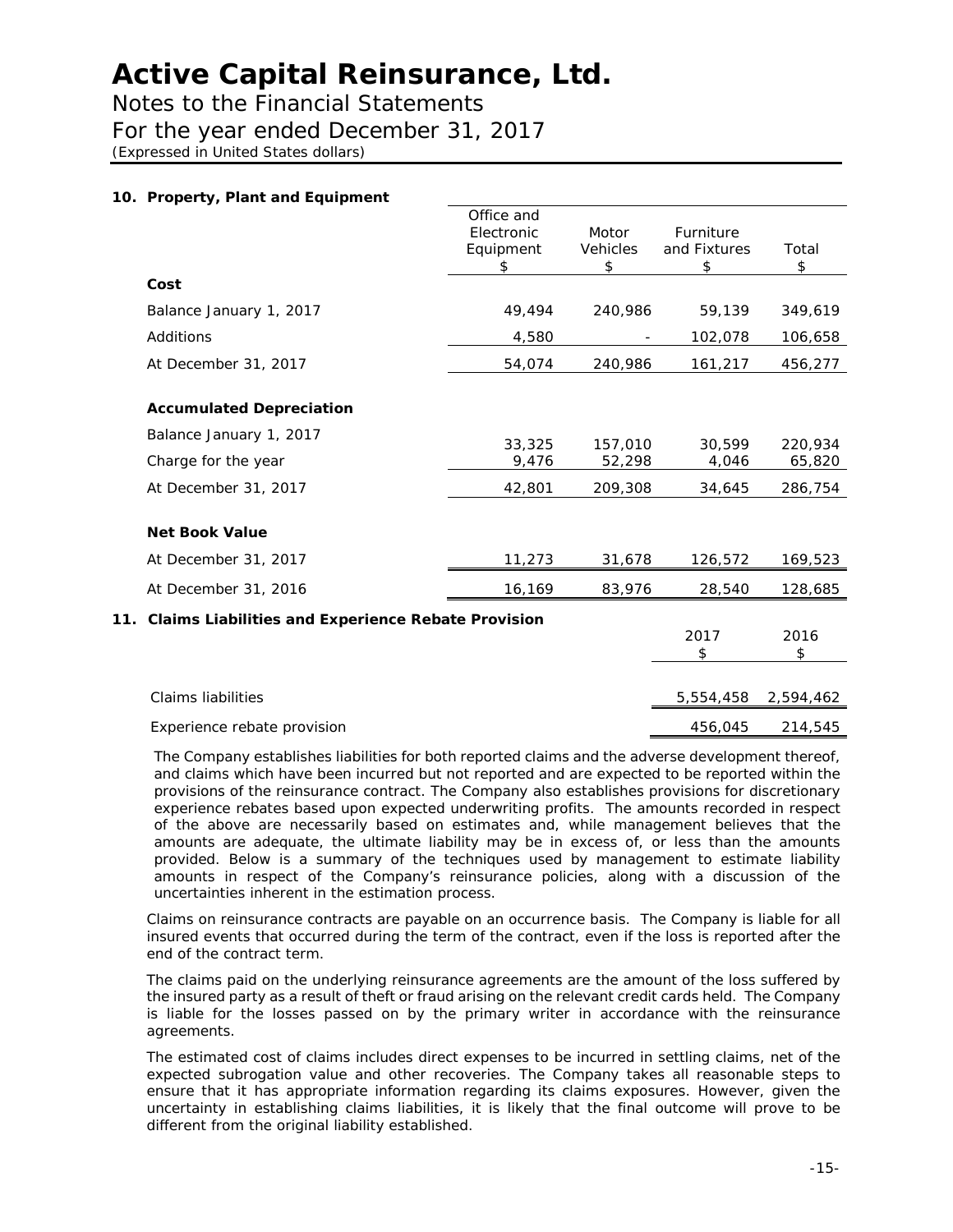# Active Capital Reinsurance, Ltd.

Notes to the Financial Statements

For the year ended December 31, 2017

*(Expressed in United States dollars)*

**10. Property, Plant and Equipment**

| | Office and Electronic Equipment $ | Motor Vehicles $ | Furniture and Fixtures $ | Total $ |
|---|---|---|---|---|
| **Cost** | | | | |
| Balance January 1, 2017 | 49,494 | 240,986 | 59,139 | 349,619 |
| Additions | 4,580 | - | 102,078 | 106,658 |
| At December 31, 2017 | 54,074 | 240,986 | 161,217 | 456,277 |
| **Accumulated Depreciation** | | | | |
| Balance January 1, 2017 | 33,325 | 157,010 | 30,599 | 220,934 |
| Charge for the year | 9,476 | 52,298 | 4,046 | 65,820 |
| At December 31, 2017 | 42,801 | 209,308 | 34,645 | 286,754 |
| **Net Book Value** | | | | |
| At December 31, 2017 | 11,273 | 31,678 | 126,572 | 169,523 |
| At December 31, 2016 | 16,169 | 83,976 | 28,540 | 128,685 |

**11. Claims Liabilities and Experience Rebate Provision**

| | 2017 $ | 2016 $ |
|---|---|---|
| Claims liabilities | 5,554,458 | 2,594,462 |
| Experience rebate provision | 456,045 | 214,545 |

The Company establishes liabilities for both reported claims and the adverse development thereof, and claims which have been incurred but not reported and are expected to be reported within the provisions of the reinsurance contract. The Company also establishes provisions for discretionary experience rebates based upon expected underwriting profits. The amounts recorded in respect of the above are necessarily based on estimates and, while management believes that the amounts are adequate, the ultimate liability may be in excess of, or less than the amounts provided. Below is a summary of the techniques used by management to estimate liability amounts in respect of the Company's reinsurance policies, along with a discussion of the uncertainties inherent in the estimation process.

Claims on reinsurance contracts are payable on an occurrence basis. The Company is liable for all insured events that occurred during the term of the contract, even if the loss is reported after the end of the contract term.

The claims paid on the underlying reinsurance agreements are the amount of the loss suffered by the insured party as a result of theft or fraud arising on the relevant credit cards held. The Company is liable for the losses passed on by the primary writer in accordance with the reinsurance agreements.

The estimated cost of claims includes direct expenses to be incurred in settling claims, net of the expected subrogation value and other recoveries. The Company takes all reasonable steps to ensure that it has appropriate information regarding its claims exposures. However, given the uncertainty in establishing claims liabilities, it is likely that the final outcome will prove to be different from the original liability established.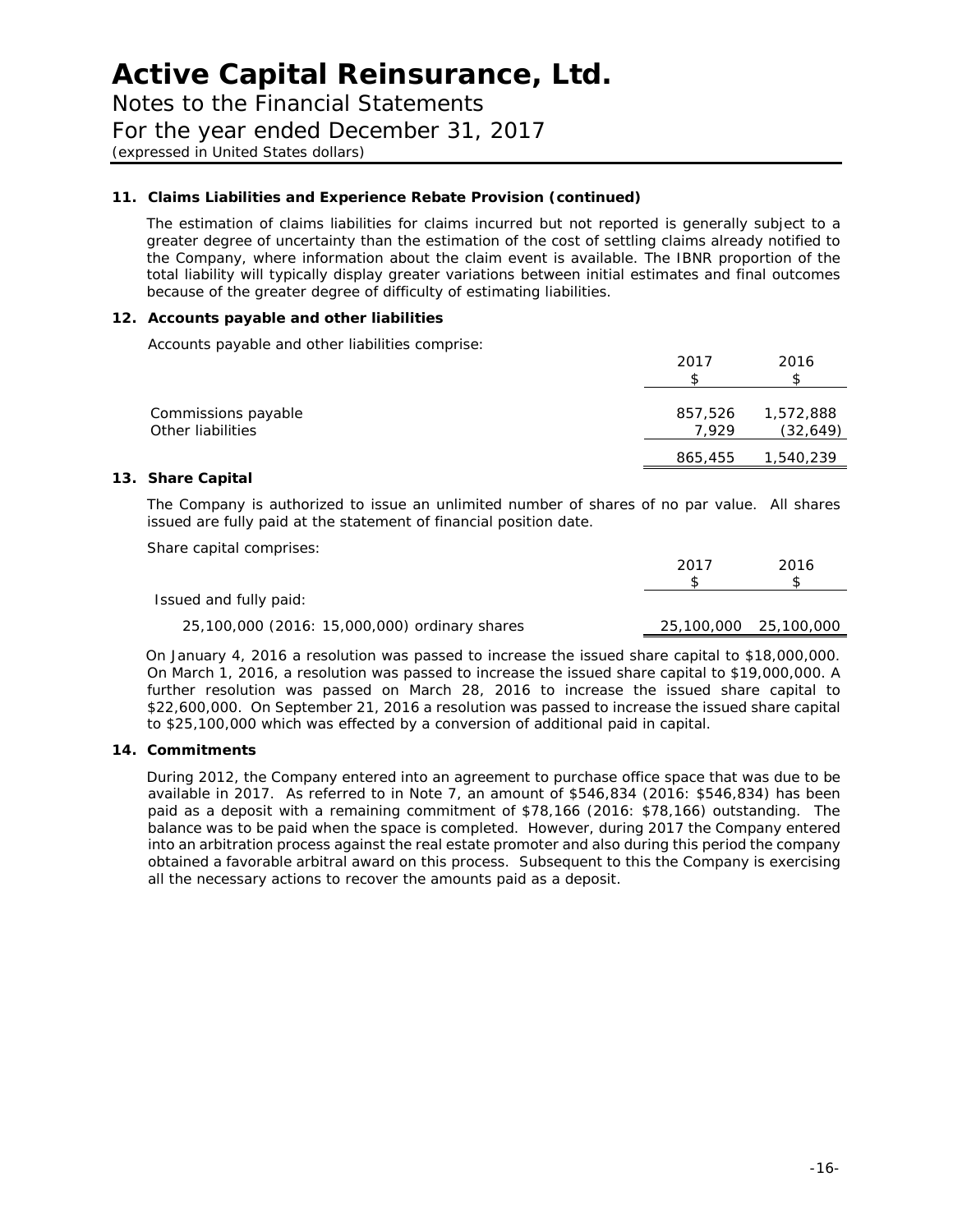# Active Capital Reinsurance, Ltd.

Notes to the Financial Statements

For the year ended December 31, 2017

*(expressed in United States dollars)*

**11. Claims Liabilities and Experience Rebate Provision (continued)**

The estimation of claims liabilities for claims incurred but not reported is generally subject to a greater degree of uncertainty than the estimation of the cost of settling claims already notified to the Company, where information about the claim event is available. The IBNR proportion of the total liability will typically display greater variations between initial estimates and final outcomes because of the greater degree of difficulty of estimating liabilities.

**12. Accounts payable and other liabilities**

Accounts payable and other liabilities comprise:

| | 2017 $ | 2016 $ |
|---|---|---|
| Commissions payable | 857,526 | 1,572,888 |
| Other liabilities | 7,929 | (32,649) |
| | 865,455 | 1,540,239 |

**13. Share Capital**

The Company is authorized to issue an unlimited number of shares of no par value. All shares issued are fully paid at the statement of financial position date.

Share capital comprises:

| | 2017 $ | 2016 $ |
|---|---|---|
| Issued and fully paid: | | |
| 25,100,000 (2016: 15,000,000) ordinary shares | 25,100,000 | 25,100,000 |

On January 4, 2016 a resolution was passed to increase the issued share capital to $18,000,000. On March 1, 2016, a resolution was passed to increase the issued share capital to $19,000,000. A further resolution was passed on March 28, 2016 to increase the issued share capital to $22,600,000. On September 21, 2016 a resolution was passed to increase the issued share capital to $25,100,000 which was effected by a conversion of additional paid in capital.

**14. Commitments**

During 2012, the Company entered into an agreement to purchase office space that was due to be available in 2017. As referred to in Note 7, an amount of $546,834 (2016: $546,834) has been paid as a deposit with a remaining commitment of $78,166 (2016: $78,166) outstanding. The balance was to be paid when the space is completed. However, during 2017 the Company entered into an arbitration process against the real estate promoter and also during this period the company obtained a favorable arbitral award on this process. Subsequent to this the Company is exercising all the necessary actions to recover the amounts paid as a deposit.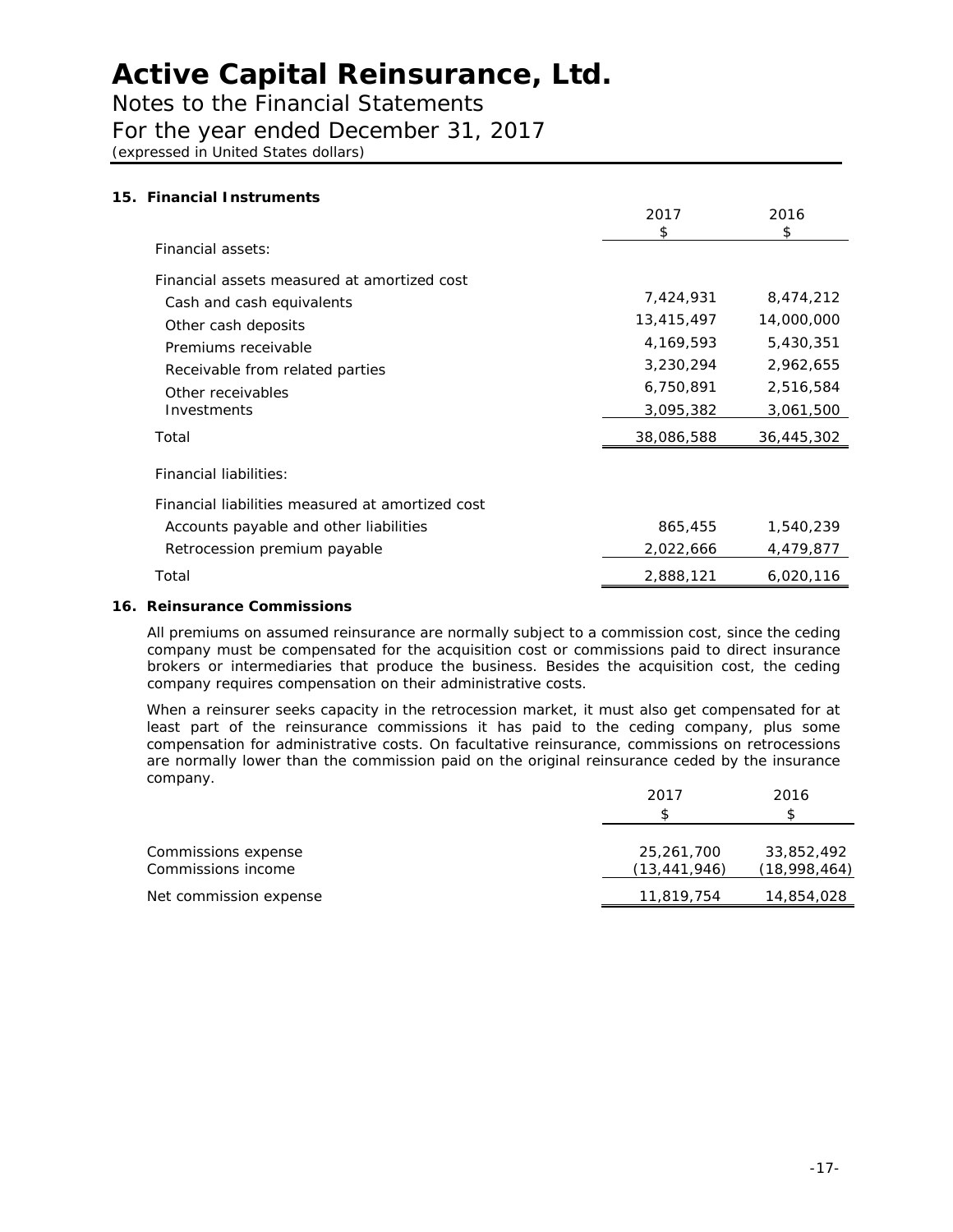# Active Capital Reinsurance, Ltd.

Notes to the Financial Statements
For the year ended December 31, 2017
*(expressed in United States dollars)*

### 15. Financial Instruments

| | 2017 $ | 2016 $ |
|---|---|---|
| Financial assets: | | |
| Financial assets measured at amortized cost | | |
| Cash and cash equivalents | 7,424,931 | 8,474,212 |
| Other cash deposits | 13,415,497 | 14,000,000 |
| Premiums receivable | 4,169,593 | 5,430,351 |
| Receivable from related parties | 3,230,294 | 2,962,655 |
| Other receivables | 6,750,891 | 2,516,584 |
| Investments | 3,095,382 | 3,061,500 |
| Total | 38,086,588 | 36,445,302 |
| Financial liabilities: | | |
| Financial liabilities measured at amortized cost | | |
| Accounts payable and other liabilities | 865,455 | 1,540,239 |
| Retrocession premium payable | 2,022,666 | 4,479,877 |
| Total | 2,888,121 | 6,020,116 |

### 16. Reinsurance Commissions

All premiums on assumed reinsurance are normally subject to a commission cost, since the ceding company must be compensated for the acquisition cost or commissions paid to direct insurance brokers or intermediaries that produce the business. Besides the acquisition cost, the ceding company requires compensation on their administrative costs.

When a reinsurer seeks capacity in the retrocession market, it must also get compensated for at least part of the reinsurance commissions it has paid to the ceding company, plus some compensation for administrative costs. On facultative reinsurance, commissions on retrocessions are normally lower than the commission paid on the original reinsurance ceded by the insurance company.

| | 2017 $ | 2016 $ |
|---|---|---|
| Commissions expense | 25,261,700 | 33,852,492 |
| Commissions income | (13,441,946) | (18,998,464) |
| Net commission expense | 11,819,754 | 14,854,028 |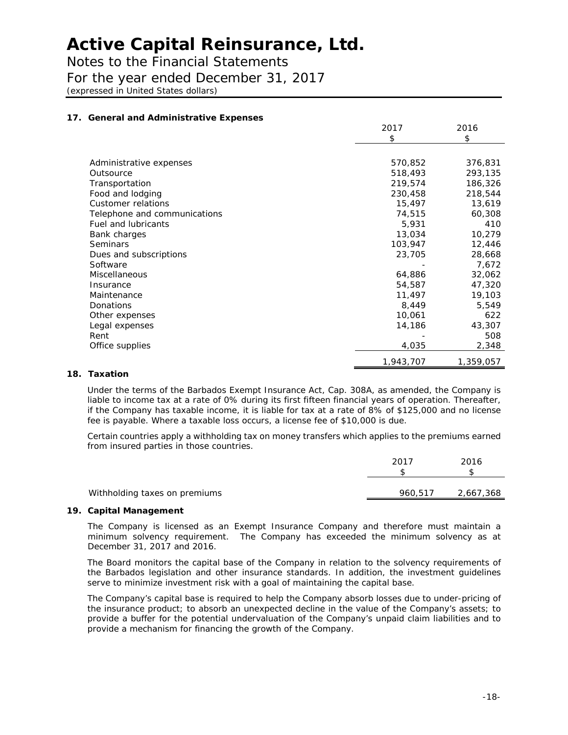# Active Capital Reinsurance, Ltd.

Notes to the Financial Statements

For the year ended December 31, 2017

*(expressed in United States dollars)*

## 17. General and Administrative Expenses

| | 2017<br>$ | 2016<br>$ |
|---|---|---|
| Administrative expenses | 570,852 | 376,831 |
| Outsource | 518,493 | 293,135 |
| Transportation | 219,574 | 186,326 |
| Food and lodging | 230,458 | 218,544 |
| Customer relations | 15,497 | 13,619 |
| Telephone and communications | 74,515 | 60,308 |
| Fuel and lubricants | 5,931 | 410 |
| Bank charges | 13,034 | 10,279 |
| Seminars | 103,947 | 12,446 |
| Dues and subscriptions | 23,705 | 28,668 |
| Software | - | 7,672 |
| Miscellaneous | 64,886 | 32,062 |
| Insurance | 54,587 | 47,320 |
| Maintenance | 11,497 | 19,103 |
| Donations | 8,449 | 5,549 |
| Other expenses | 10,061 | 622 |
| Legal expenses | 14,186 | 43,307 |
| Rent | - | 508 |
| Office supplies | 4,035 | 2,348 |
| | 1,943,707 | 1,359,057 |

## 18. Taxation

Under the terms of the Barbados Exempt Insurance Act, Cap. 308A, as amended, the Company is liable to income tax at a rate of 0% during its first fifteen financial years of operation. Thereafter, if the Company has taxable income, it is liable for tax at a rate of 8% of $125,000 and no license fee is payable. Where a taxable loss occurs, a license fee of $10,000 is due.

Certain countries apply a withholding tax on money transfers which applies to the premiums earned from insured parties in those countries.

| | 2017<br>$ | 2016<br>$ |
|---|---|---|
| Withholding taxes on premiums | 960,517 | 2,667,368 |

## 19. Capital Management

The Company is licensed as an Exempt Insurance Company and therefore must maintain a minimum solvency requirement. The Company has exceeded the minimum solvency as at December 31, 2017 and 2016.

The Board monitors the capital base of the Company in relation to the solvency requirements of the Barbados legislation and other insurance standards. In addition, the investment guidelines serve to minimize investment risk with a goal of maintaining the capital base.

The Company's capital base is required to help the Company absorb losses due to under-pricing of the insurance product; to absorb an unexpected decline in the value of the Company's assets; to provide a buffer for the potential undervaluation of the Company's unpaid claim liabilities and to provide a mechanism for financing the growth of the Company.